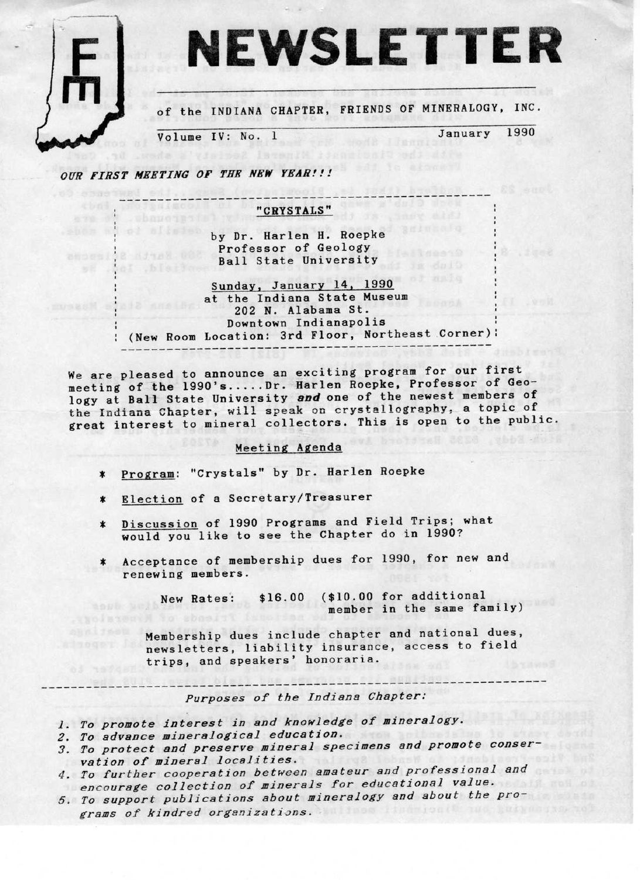# NEWSLETTER

of the INDIANA CHAPTER, FRIENDS OF MINERALOGY, INC.

Volume IV: No. 1 — January 1990

***OUR FIRST MEETING OF THE NEW YEAR!!!***

---

**"CRYSTALS"**

by Dr. Harlen H. Roepke
Professor of Geology
Ball State University

Sunday, January 14, 1990
at the Indiana State Museum
202 N. Alabama St.
Downtown Indianapolis
(New Room Location: 3rd Floor, Northeast Corner)

---

We are pleased to announce an exciting program for our first meeting of the 1990's.....Dr. Harlen Roepke, Professor of Geology at Ball State University *and* one of the newest members of the Indiana Chapter, will speak on crystallography, a topic of great interest to mineral collectors. This is open to the public.

## Meeting Agenda

* Program: "Crystals" by Dr. Harlen Roepke
* Election of a Secretary/Treasurer
* Discussion of 1990 Programs and Field Trips; what would you like to see the Chapter do in 1990?
* Acceptance of membership dues for 1990, for new and renewing members.

New Rates: $16.00 ($10.00 for additional member in the same family)

Membership dues include chapter and national dues, newsletters, liability insurance, access to field trips, and speakers' honoraria.

---

*Purposes of the Indiana Chapter:*

1. *To promote interest in and knowledge of mineralogy.*
2. *To advance mineralogical education.*
3. *To protect and preserve mineral specimens and promote conservation of mineral localities.*
4. *To further cooperation between amateur and professional and encourage collection of minerals for educational value.*
5. *To support publications about mineralogy and about the programs of kindred organizations.*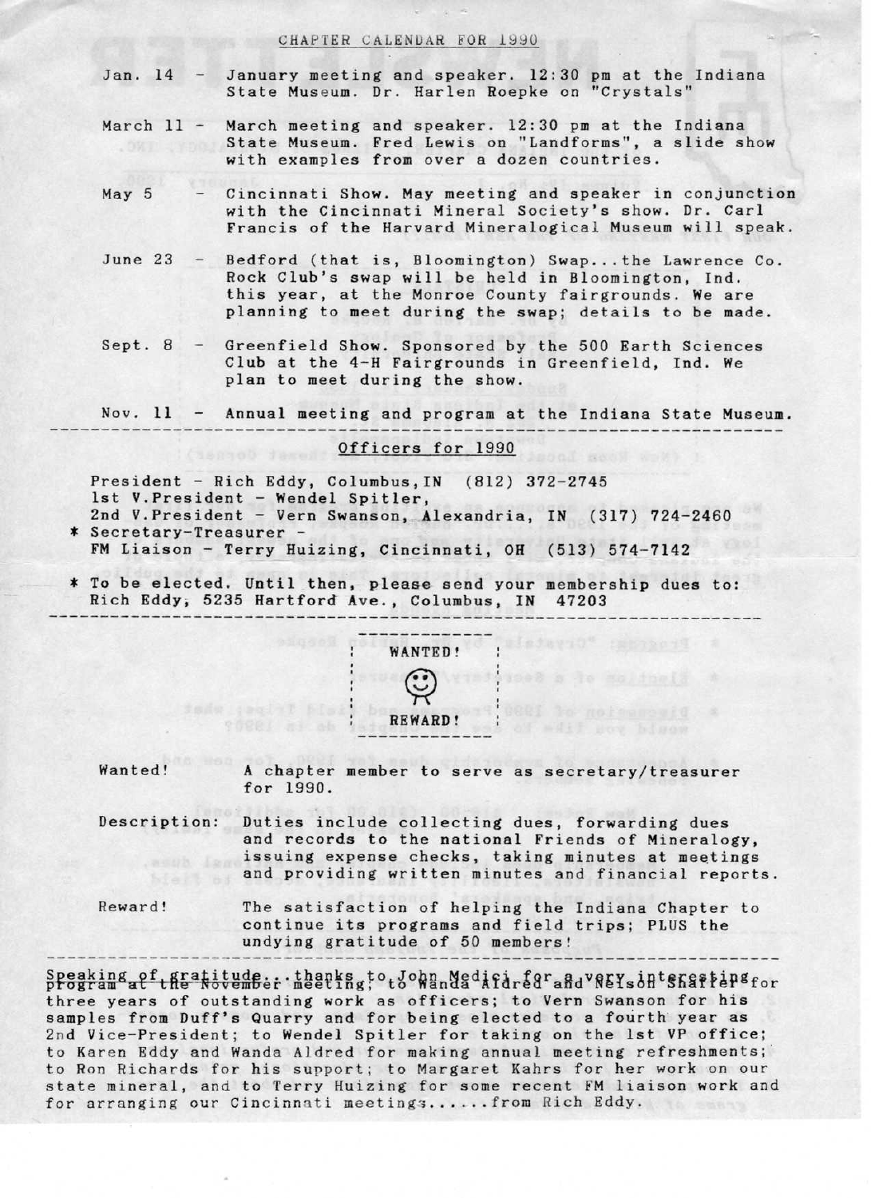## CHAPTER CALENDAR FOR 1990

Jan. 14 - January meeting and speaker. 12:30 pm at the Indiana State Museum. Dr. Harlen Roepke on "Crystals"

March 11 - March meeting and speaker. 12:30 pm at the Indiana State Museum. Fred Lewis on "Landforms", a slide show with examples from over a dozen countries.

May 5 - Cincinnati Show. May meeting and speaker in conjunction with the Cincinnati Mineral Society's show. Dr. Carl Francis of the Harvard Mineralogical Museum will speak.

June 23 - Bedford (that is, Bloomington) Swap...the Lawrence Co. Rock Club's swap will be held in Bloomington, Ind. this year, at the Monroe County fairgrounds. We are planning to meet during the swap; details to be made.

Sept. 8 - Greenfield Show. Sponsored by the 500 Earth Sciences Club at the 4-H Fairgrounds in Greenfield, Ind. We plan to meet during the show.

Nov. 11 - Annual meeting and program at the Indiana State Museum.

---

## Officers for 1990

President - Rich Eddy, Columbus, IN (812) 372-2745
1st V.President - Wendel Spitler,
2nd V.President - Vern Swanson, Alexandria, IN (317) 724-2460
* Secretary-Treasurer -
FM Liaison - Terry Huizing, Cincinnati, OH (513) 574-7142

* To be elected. Until then, please send your membership dues to: Rich Eddy, 5235 Hartford Ave., Columbus, IN 47203

---

WANTED!

REWARD!

Wanted! A chapter member to serve as secretary/treasurer for 1990.

Description: Duties include collecting dues, forwarding dues and records to the national Friends of Mineralogy, issuing expense checks, taking minutes at meetings and providing written minutes and financial reports.

Reward! The satisfaction of helping the Indiana Chapter to continue its programs and field trips; PLUS the undying gratitude of 50 members!

---

Speaking of gratitude...thanks to John Medici for a very interesting program at the November meeting; to Wanda Aldred and Nelson Shaffer for three years of outstanding work as officers; to Vern Swanson for his samples from Duff's Quarry and for being elected to a fourth year as 2nd Vice-President; to Wendel Spitler for taking on the 1st VP office; to Karen Eddy and Wanda Aldred for making annual meeting refreshments; to Ron Richards for his support; to Margaret Kahrs for her work on our state mineral, and to Terry Huizing for some recent FM liaison work and for arranging our Cincinnati meetings......from Rich Eddy.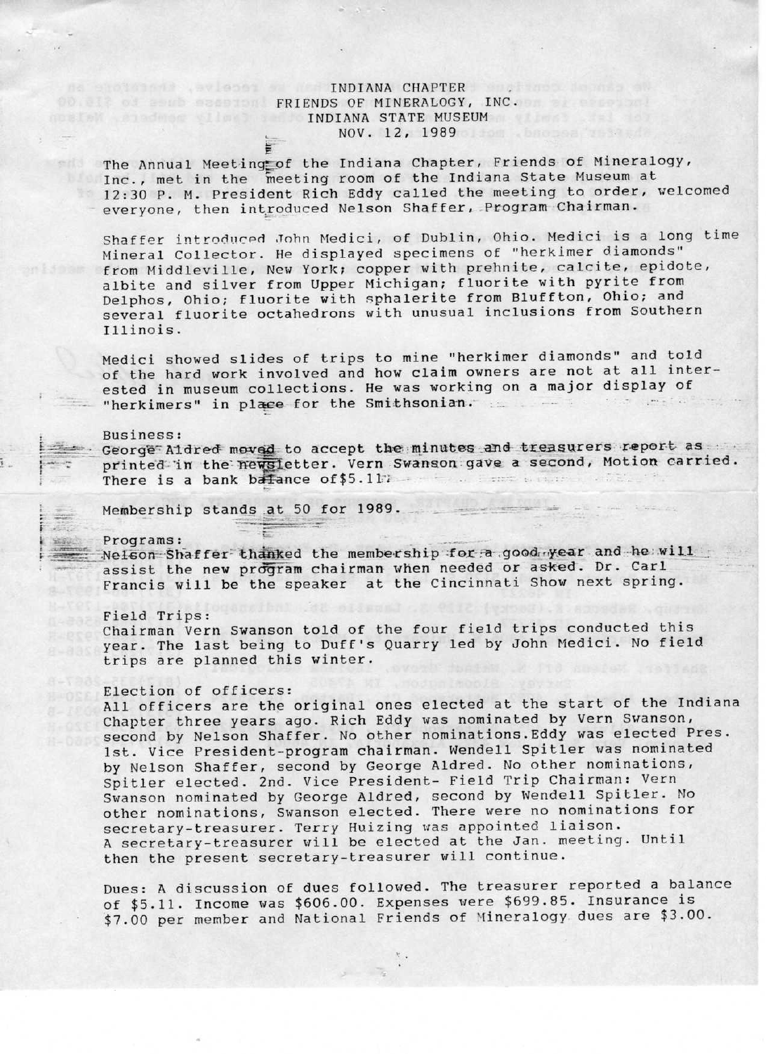# INDIANA CHAPTER
## FRIENDS OF MINERALOGY, INC.
## INDIANA STATE MUSEUM
## NOV. 12, 1989

The Annual Meeting of the Indiana Chapter, Friends of Mineralogy, Inc., met in the meeting room of the Indiana State Museum at 12:30 P. M. President Rich Eddy called the meeting to order, welcomed everyone, then introduced Nelson Shaffer, Program Chairman.

Shaffer introduced John Medici, of Dublin, Ohio. Medici is a long time Mineral Collector. He displayed specimens of "herkimer diamonds" from Middleville, New York; copper with prehnite, calcite, epidote, albite and silver from Upper Michigan; fluorite with pyrite from Delphos, Ohio; fluorite with sphalerite from Bluffton, Ohio; and several fluorite octahedrons with unusual inclusions from Southern Illinois.

Medici showed slides of trips to mine "herkimer diamonds" and told of the hard work involved and how claim owners are not at all interested in museum collections. He was working on a major display of "herkimers" in place for the Smithsonian.

Business:
George Aldred moved to accept the minutes and treasurers report as printed in the newsletter. Vern Swanson gave a second, Motion carried. There is a bank balance of$5.11.

Membership stands at 50 for 1989.

Programs:
Nelson Shaffer thanked the membership for a good year and he will assist the new program chairman when needed or asked. Dr. Carl Francis will be the speaker at the Cincinnati Show next spring.

Field Trips:
Chairman Vern Swanson told of the four field trips conducted this year. The last being to Duff's Quarry led by John Medici. No field trips are planned this winter.

Election of officers:
All officers are the original ones elected at the start of the Indiana Chapter three years ago. Rich Eddy was nominated by Vern Swanson, second by Nelson Shaffer. No other nominations.Eddy was elected Pres. 1st. Vice President-program chairman. Wendell Spitler was nominated by Nelson Shaffer, second by George Aldred. No other nominations, Spitler elected. 2nd. Vice President- Field Trip Chairman: Vern Swanson nominated by George Aldred, second by Wendell Spitler. No other nominations, Swanson elected. There were no nominations for secretary-treasurer. Terry Huizing was appointed liaison.
A secretary-treasurer will be elected at the Jan. meeting. Until then the present secretary-treasurer will continue.

Dues: A discussion of dues followed. The treasurer reported a balance of $5.11. Income was $606.00. Expenses were $699.85. Insurance is $7.00 per member and National Friends of Mineralogy dues are $3.00.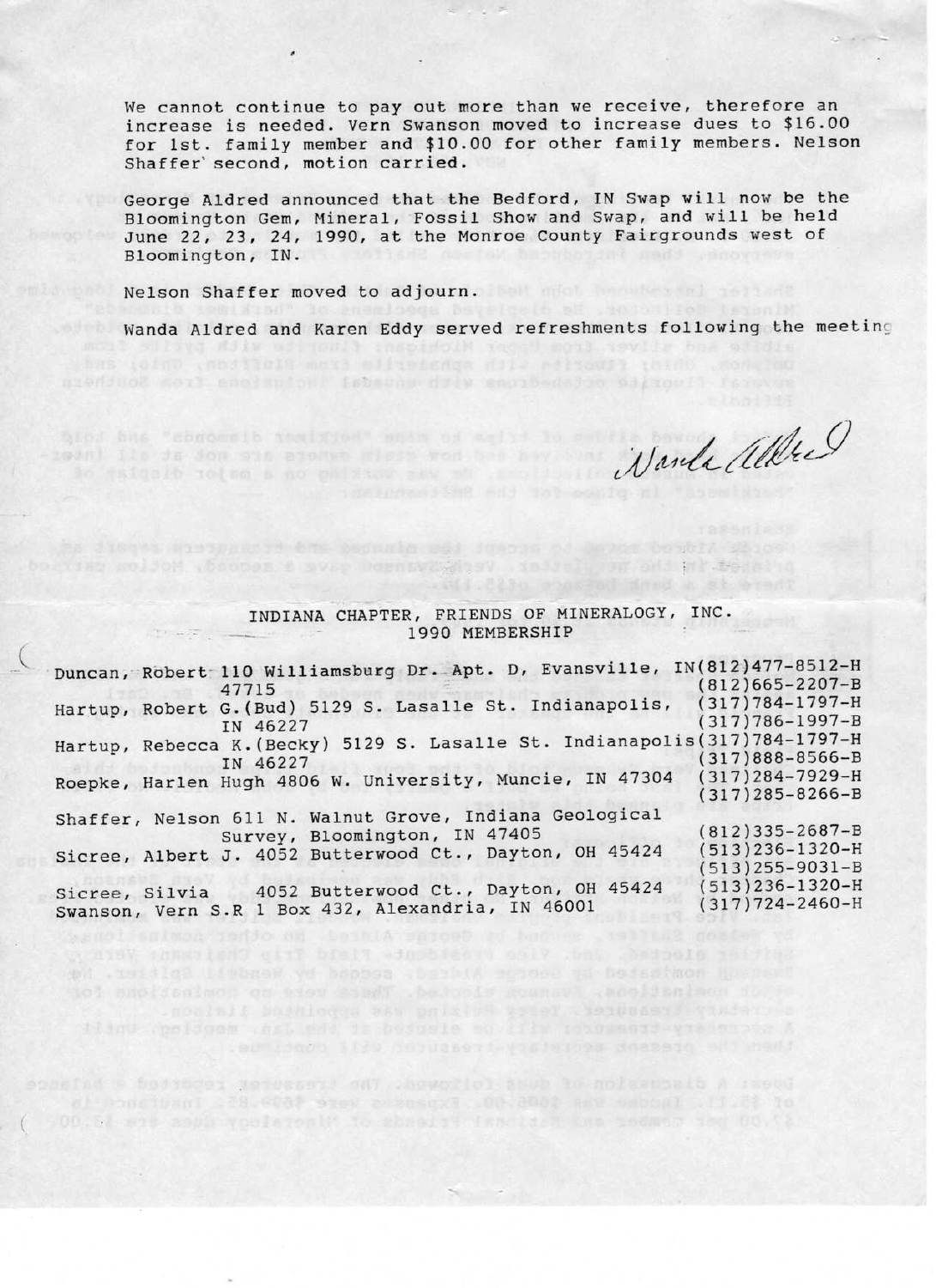We cannot continue to pay out more than we receive, therefore an increase is needed. Vern Swanson moved to increase dues to $16.00 for 1st. family member and $10.00 for other family members. Nelson Shaffer second, motion carried.

George Aldred announced that the Bedford, IN Swap will now be the Bloomington Gem, Mineral, Fossil Show and Swap, and will be held June 22, 23, 24, 1990, at the Monroe County Fairgrounds west of Bloomington, IN.

Nelson Shaffer moved to adjourn.

Wanda Aldred and Karen Eddy served refreshments following the meeting

Wanda Aldred

## INDIANA CHAPTER, FRIENDS OF MINERALOGY, INC.
## 1990 MEMBERSHIP

| Name | Address | Phone |
|---|---|---|
| Duncan, Robert | 110 Williamsburg Dr. Apt. D, Evansville, IN 47715 | (812)477-8512-H<br>(812)665-2207-B |
| Hartup, Robert G.(Bud) | 5129 S. Lasalle St. Indianapolis, IN 46227 | (317)784-1797-H<br>(317)786-1997-B |
| Hartup, Rebecca K.(Becky) | 5129 S. Lasalle St. Indianapolis IN 46227 | (317)784-1797-H<br>(317)888-8566-B |
| Roepke, Harlen Hugh | 4806 W. University, Muncie, IN 47304 | (317)284-7929-H<br>(317)285-8266-B |
| Shaffer, Nelson | 611 N. Walnut Grove, Indiana Geological Survey, Bloomington, IN 47405 | (812)335-2687-B |
| Sicree, Albert J. | 4052 Butterwood Ct., Dayton, OH 45424 | (513)236-1320-H<br>(513)255-9031-B |
| Sicree, Silvia | 4052 Butterwood Ct., Dayton, OH 45424 | (513)236-1320-H |
| Swanson, Vern S. | R 1 Box 432, Alexandria, IN 46001 | (317)724-2460-H |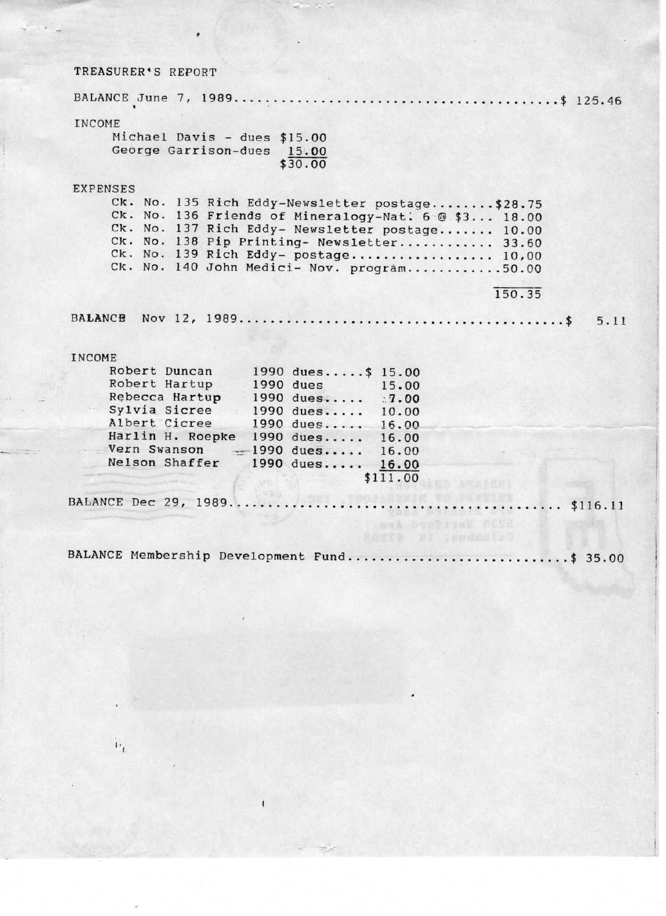# TREASURER'S REPORT

BALANCE June 7, 1989.......................................$ 125.46

INCOME

| | |
|---|---|
| Michael Davis - dues | $15.00 |
| George Garrison-dues | 15.00 |
| | $30.00 |

EXPENSES

| | |
|---|---|
| Ck. No. 135 Rich Eddy-Newsletter postage........ | $28.75 |
| Ck. No. 136 Friends of Mineralogy-Nat. 6 @ $3... | 18.00 |
| Ck. No. 137 Rich Eddy- Newsletter postage....... | 10.00 |
| Ck. No. 138 Pip Printing- Newsletter............ | 33.60 |
| Ck. No. 139 Rich Eddy- postage.................. | 10,00 |
| Ck. No. 140 John Medici- Nov. program............ | 50.00 |
| | 150.35 |

BALANCE Nov 12, 1989.......................................$ 5.11

INCOME

| | | |
|---|---|---|
| Robert Duncan | 1990 dues..... | $ 15.00 |
| Robert Hartup | 1990 dues | 15.00 |
| Rebecca Hartup | 1990 dues..... | 7.00 |
| Sylvia Sicree | 1990 dues..... | 10.00 |
| Albert Cicree | 1990 dues..... | 16.00 |
| Harlin H. Roepke | 1990 dues..... | 16.00 |
| Vern Swanson | 1990 dues..... | 16.00 |
| Nelson Shaffer | 1990 dues..... | 16.00 |
| | | $111.00 |

BALANCE Dec 29, 1989....................................... $116.11

BALANCE Membership Development Fund...........................$ 35.00